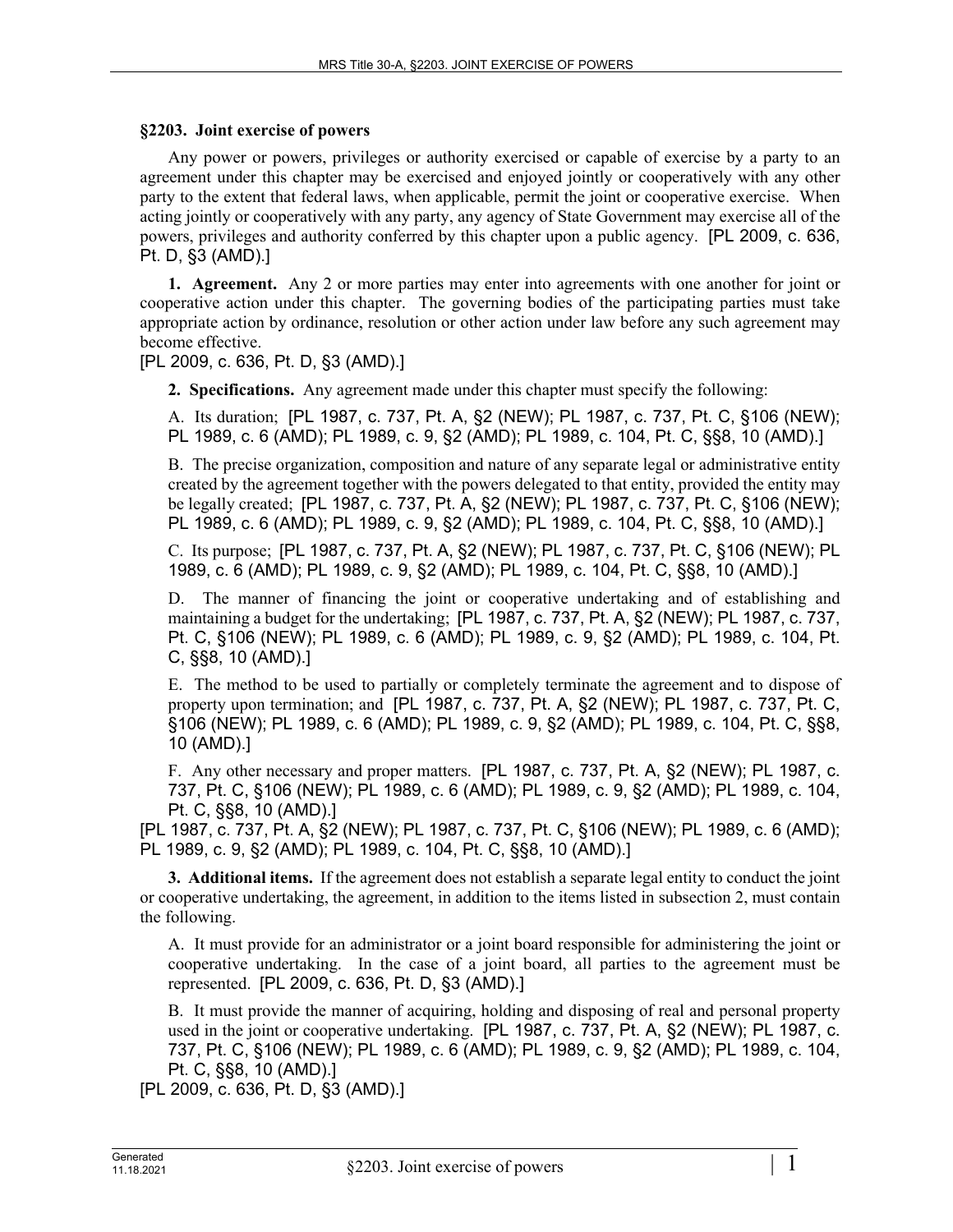## §2203. Joint exercise of powers

Any power or powers, privileges or authority exercised or capable of exercise by a party to an agreement under this chapter may be exercised and enjoyed jointly or cooperatively with any other party to the extent that federal laws, when applicable, permit the joint or cooperative exercise. When acting jointly or cooperatively with any party, any agency of State Government may exercise all of the powers, privileges and authority conferred by this chapter upon a public agency. [PL 2009, c. 636, Pt. D, §3 (AMD).]

**1. Agreement.** Any 2 or more parties may enter into agreements with one another for joint or cooperative action under this chapter. The governing bodies of the participating parties must take appropriate action by ordinance, resolution or other action under law before any such agreement may become effective.

[PL 2009, c. 636, Pt. D, §3 (AMD).]

**2. Specifications.** Any agreement made under this chapter must specify the following:

A. Its duration; [PL 1987, c. 737, Pt. A, §2 (NEW); PL 1987, c. 737, Pt. C, §106 (NEW); PL 1989, c. 6 (AMD); PL 1989, c. 9, §2 (AMD); PL 1989, c. 104, Pt. C, §§8, 10 (AMD).]

B. The precise organization, composition and nature of any separate legal or administrative entity created by the agreement together with the powers delegated to that entity, provided the entity may be legally created; [PL 1987, c. 737, Pt. A, §2 (NEW); PL 1987, c. 737, Pt. C, §106 (NEW); PL 1989, c. 6 (AMD); PL 1989, c. 9, §2 (AMD); PL 1989, c. 104, Pt. C, §§8, 10 (AMD).]

C. Its purpose; [PL 1987, c. 737, Pt. A, §2 (NEW); PL 1987, c. 737, Pt. C, §106 (NEW); PL 1989, c. 6 (AMD); PL 1989, c. 9, §2 (AMD); PL 1989, c. 104, Pt. C, §§8, 10 (AMD).]

D. The manner of financing the joint or cooperative undertaking and of establishing and maintaining a budget for the undertaking; [PL 1987, c. 737, Pt. A, §2 (NEW); PL 1987, c. 737, Pt. C, §106 (NEW); PL 1989, c. 6 (AMD); PL 1989, c. 9, §2 (AMD); PL 1989, c. 104, Pt. C, §§8, 10 (AMD).]

E. The method to be used to partially or completely terminate the agreement and to dispose of property upon termination; and [PL 1987, c. 737, Pt. A, §2 (NEW); PL 1987, c. 737, Pt. C, §106 (NEW); PL 1989, c. 6 (AMD); PL 1989, c. 9, §2 (AMD); PL 1989, c. 104, Pt. C, §§8, 10 (AMD).]

F. Any other necessary and proper matters. [PL 1987, c. 737, Pt. A, §2 (NEW); PL 1987, c. 737, Pt. C, §106 (NEW); PL 1989, c. 6 (AMD); PL 1989, c. 9, §2 (AMD); PL 1989, c. 104, Pt. C, §§8, 10 (AMD).]

[PL 1987, c. 737, Pt. A, §2 (NEW); PL 1987, c. 737, Pt. C, §106 (NEW); PL 1989, c. 6 (AMD); PL 1989, c. 9, §2 (AMD); PL 1989, c. 104, Pt. C, §§8, 10 (AMD).]

**3. Additional items.** If the agreement does not establish a separate legal entity to conduct the joint or cooperative undertaking, the agreement, in addition to the items listed in subsection 2, must contain the following.

A. It must provide for an administrator or a joint board responsible for administering the joint or cooperative undertaking. In the case of a joint board, all parties to the agreement must be represented. [PL 2009, c. 636, Pt. D, §3 (AMD).]

B. It must provide the manner of acquiring, holding and disposing of real and personal property used in the joint or cooperative undertaking. [PL 1987, c. 737, Pt. A, §2 (NEW); PL 1987, c. 737, Pt. C, §106 (NEW); PL 1989, c. 6 (AMD); PL 1989, c. 9, §2 (AMD); PL 1989, c. 104, Pt. C, §§8, 10 (AMD).]

[PL 2009, c. 636, Pt. D, §3 (AMD).]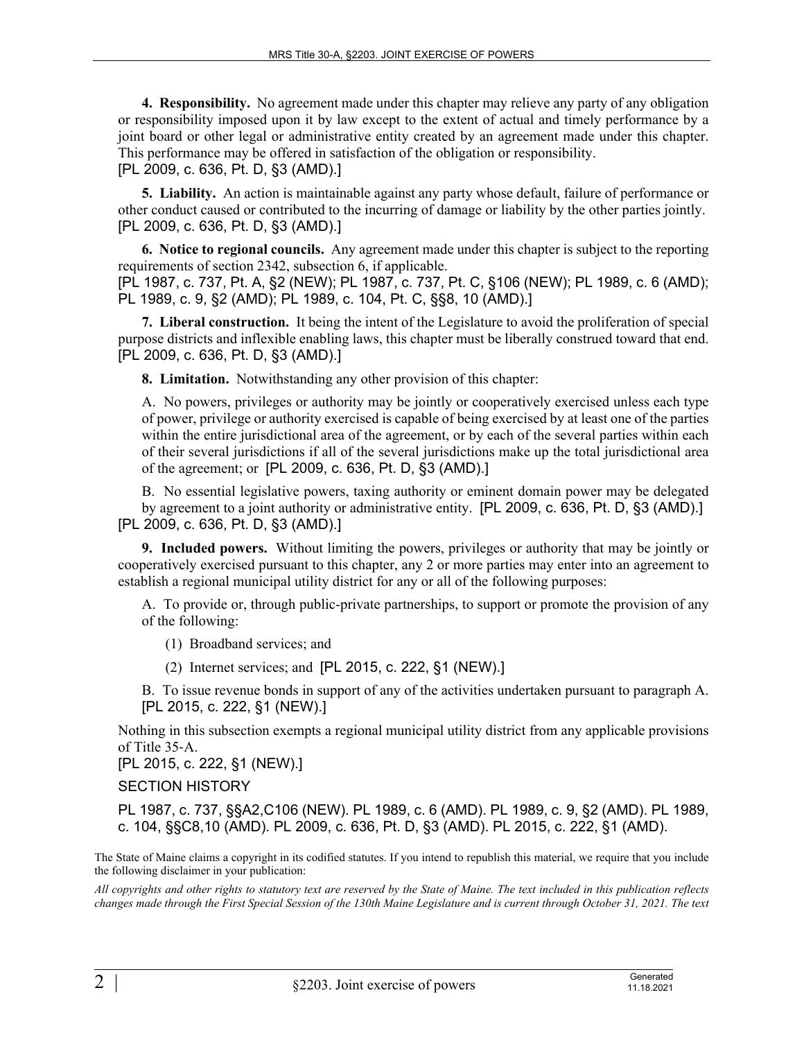**4. Responsibility.** No agreement made under this chapter may relieve any party of any obligation or responsibility imposed upon it by law except to the extent of actual and timely performance by a joint board or other legal or administrative entity created by an agreement made under this chapter. This performance may be offered in satisfaction of the obligation or responsibility.
[PL 2009, c. 636, Pt. D, §3 (AMD).]

**5. Liability.** An action is maintainable against any party whose default, failure of performance or other conduct caused or contributed to the incurring of damage or liability by the other parties jointly.
[PL 2009, c. 636, Pt. D, §3 (AMD).]

**6. Notice to regional councils.** Any agreement made under this chapter is subject to the reporting requirements of section 2342, subsection 6, if applicable.
[PL 1987, c. 737, Pt. A, §2 (NEW); PL 1987, c. 737, Pt. C, §106 (NEW); PL 1989, c. 6 (AMD); PL 1989, c. 9, §2 (AMD); PL 1989, c. 104, Pt. C, §§8, 10 (AMD).]

**7. Liberal construction.** It being the intent of the Legislature to avoid the proliferation of special purpose districts and inflexible enabling laws, this chapter must be liberally construed toward that end.
[PL 2009, c. 636, Pt. D, §3 (AMD).]

**8. Limitation.** Notwithstanding any other provision of this chapter:

A. No powers, privileges or authority may be jointly or cooperatively exercised unless each type of power, privilege or authority exercised is capable of being exercised by at least one of the parties within the entire jurisdictional area of the agreement, or by each of the several parties within each of their several jurisdictions if all of the several jurisdictions make up the total jurisdictional area of the agreement; or [PL 2009, c. 636, Pt. D, §3 (AMD).]

B. No essential legislative powers, taxing authority or eminent domain power may be delegated by agreement to a joint authority or administrative entity. [PL 2009, c. 636, Pt. D, §3 (AMD).]
[PL 2009, c. 636, Pt. D, §3 (AMD).]

**9. Included powers.** Without limiting the powers, privileges or authority that may be jointly or cooperatively exercised pursuant to this chapter, any 2 or more parties may enter into an agreement to establish a regional municipal utility district for any or all of the following purposes:

A. To provide or, through public-private partnerships, to support or promote the provision of any of the following:

(1) Broadband services; and

(2) Internet services; and [PL 2015, c. 222, §1 (NEW).]

B. To issue revenue bonds in support of any of the activities undertaken pursuant to paragraph A. [PL 2015, c. 222, §1 (NEW).]

Nothing in this subsection exempts a regional municipal utility district from any applicable provisions of Title 35-A.
[PL 2015, c. 222, §1 (NEW).]

SECTION HISTORY

PL 1987, c. 737, §§A2,C106 (NEW). PL 1989, c. 6 (AMD). PL 1989, c. 9, §2 (AMD). PL 1989, c. 104, §§C8,10 (AMD). PL 2009, c. 636, Pt. D, §3 (AMD). PL 2015, c. 222, §1 (AMD).

The State of Maine claims a copyright in its codified statutes. If you intend to republish this material, we require that you include the following disclaimer in your publication:

*All copyrights and other rights to statutory text are reserved by the State of Maine. The text included in this publication reflects changes made through the First Special Session of the 130th Maine Legislature and is current through October 31, 2021. The text*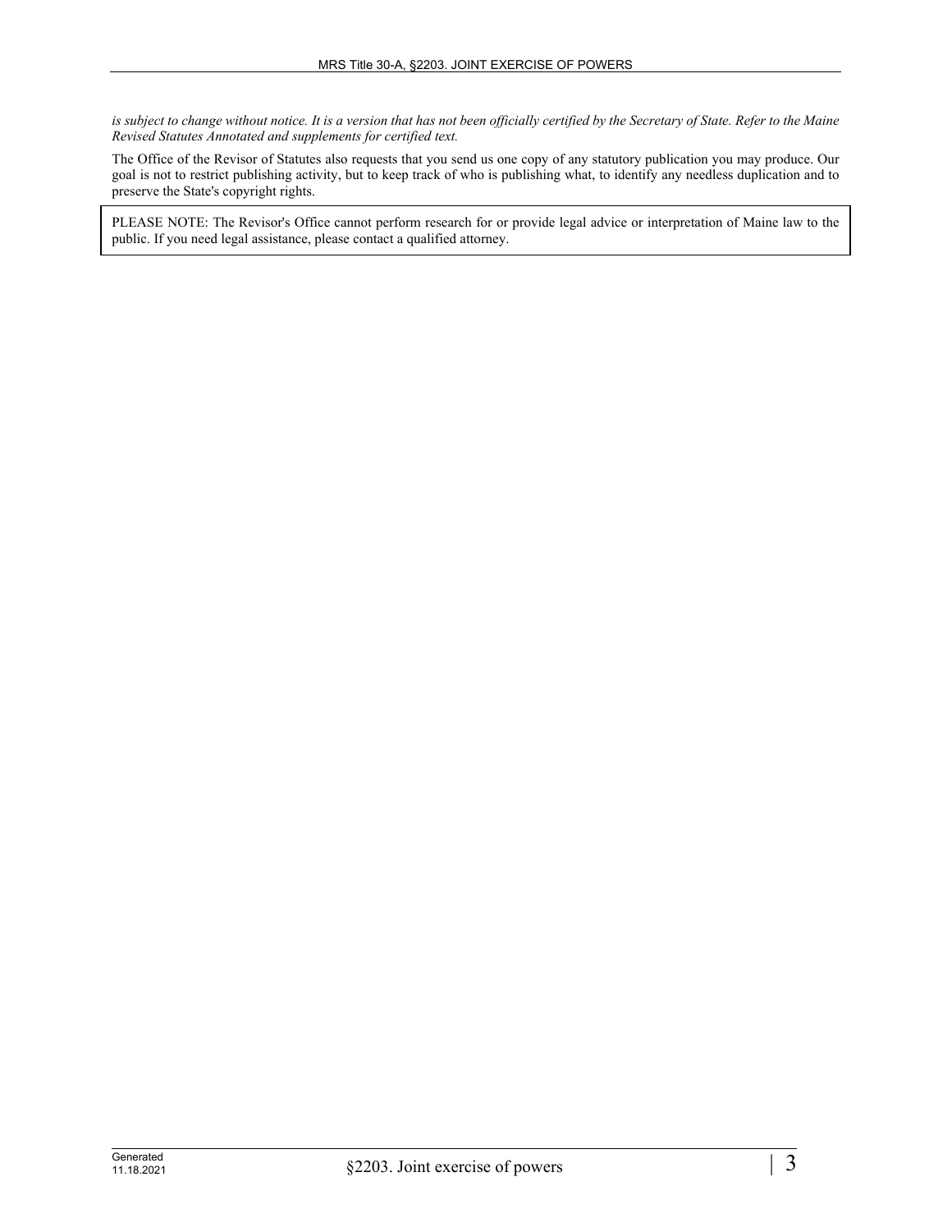*is subject to change without notice. It is a version that has not been officially certified by the Secretary of State. Refer to the Maine Revised Statutes Annotated and supplements for certified text.*

The Office of the Revisor of Statutes also requests that you send us one copy of any statutory publication you may produce. Our goal is not to restrict publishing activity, but to keep track of who is publishing what, to identify any needless duplication and to preserve the State's copyright rights.

PLEASE NOTE: The Revisor's Office cannot perform research for or provide legal advice or interpretation of Maine law to the public. If you need legal assistance, please contact a qualified attorney.